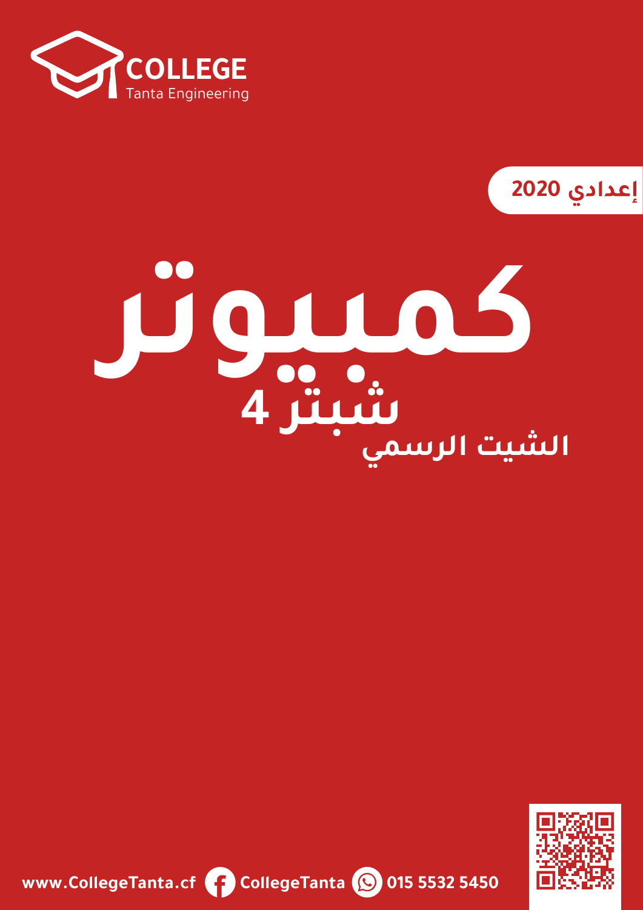**COLLEGE**
Tanta Engineering

إعدادي 2020

# كمبيوتر

## شبتر 4

### الشيت الرسمي

www.CollegeTanta.cf CollegeTanta 015 5532 5450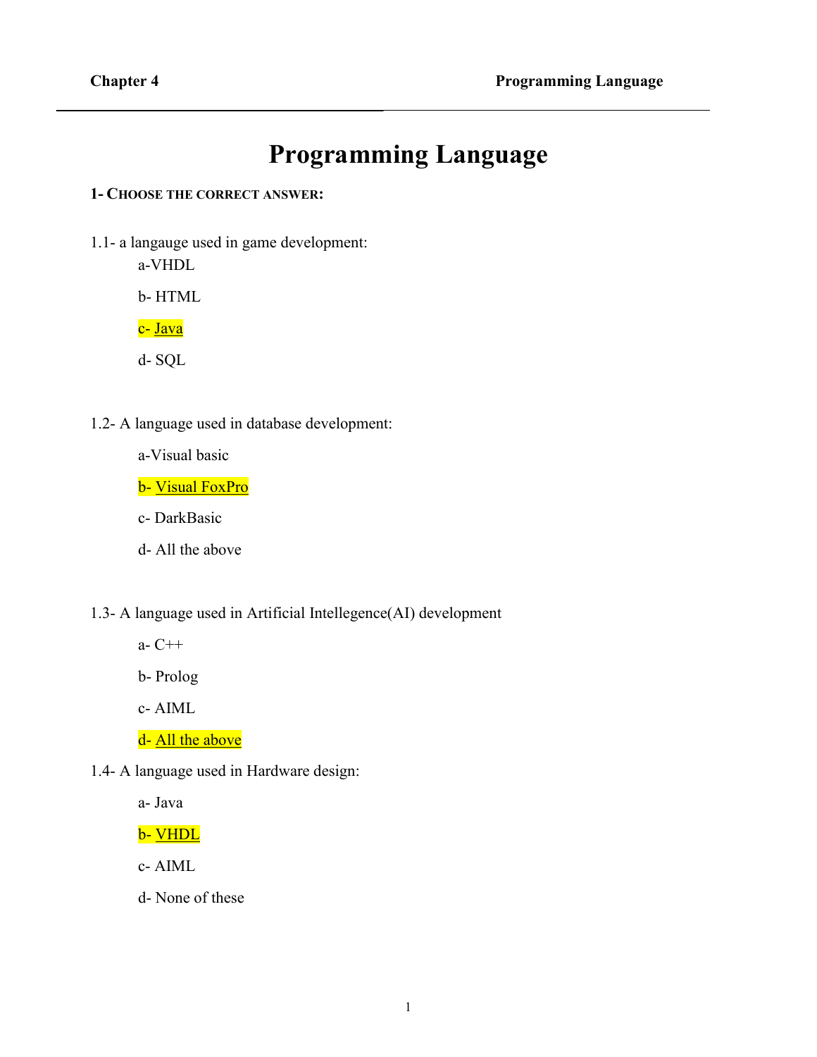# Programming Language

**1- CHOOSE THE CORRECT ANSWER:**

1.1- a langauge used in game development:

a-VHDL

b- HTML

c- <u>Java</u>

d- SQL

1.2- A language used in database development:

a-Visual basic

b- <u>Visual FoxPro</u>

c- DarkBasic

d- All the above

1.3- A language used in Artificial Intellegence(AI) development

a- C++

b- Prolog

c- AIML

d- <u>All the above</u>

1.4- A language used in Hardware design:

a- Java

b- <u>VHDL</u>

c- AIML

d- None of these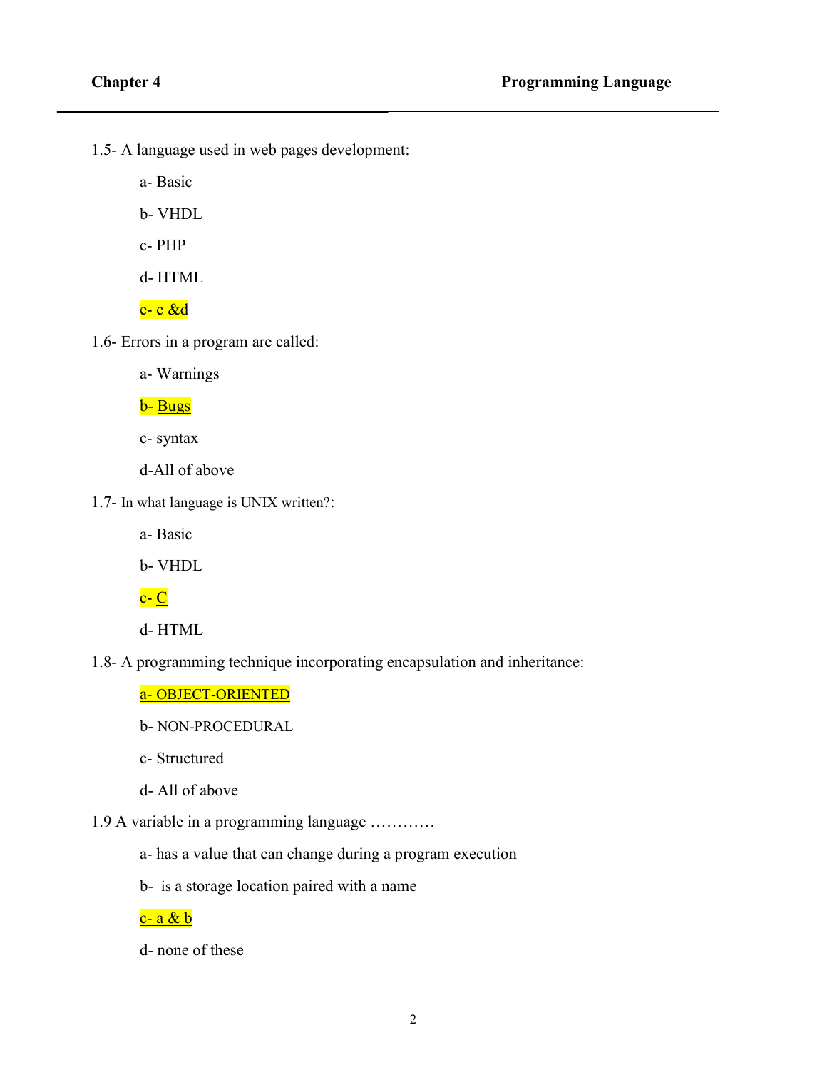1.5- A language used in web pages development:

a- Basic

b- VHDL

c- PHP

d- HTML

e- c &d

1.6- Errors in a program are called:

a- Warnings

b- Bugs

c- syntax

d-All of above

1.7- In what language is UNIX written?:

a- Basic

b- VHDL

c- C

d- HTML

1.8- A programming technique incorporating encapsulation and inheritance:

a- OBJECT-ORIENTED

b- NON-PROCEDURAL

c- Structured

d- All of above

1.9 A variable in a programming language …………

a- has a value that can change during a program execution

b- is a storage location paired with a name

c- a & b

d- none of these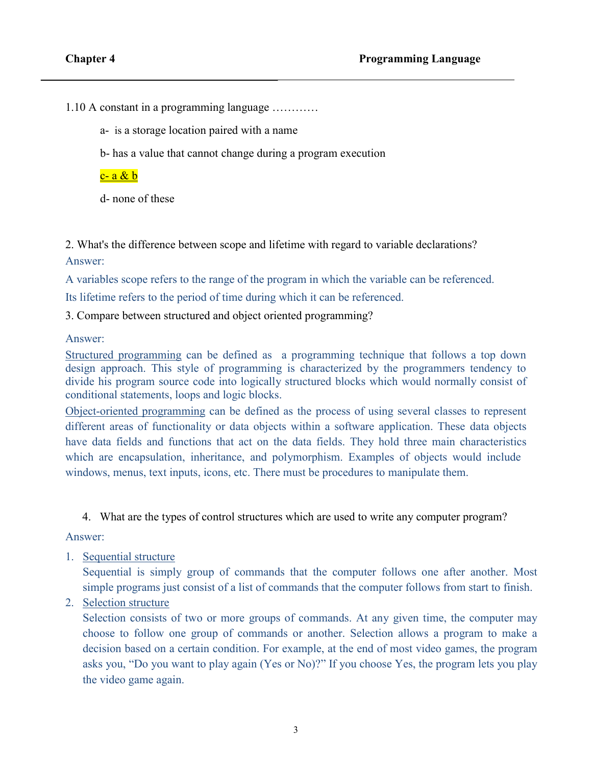1.10 A constant in a programming language …………

a- is a storage location paired with a name

b- has a value that cannot change during a program execution

c- a & b

d- none of these

2. What's the difference between scope and lifetime with regard to variable declarations?

Answer:

A variables scope refers to the range of the program in which the variable can be referenced.

Its lifetime refers to the period of time during which it can be referenced.

3. Compare between structured and object oriented programming?

Answer:

Structured programming can be defined as a programming technique that follows a top down design approach. This style of programming is characterized by the programmers tendency to divide his program source code into logically structured blocks which would normally consist of conditional statements, loops and logic blocks.

Object-oriented programming can be defined as the process of using several classes to represent different areas of functionality or data objects within a software application. These data objects have data fields and functions that act on the data fields. They hold three main characteristics which are encapsulation, inheritance, and polymorphism. Examples of objects would include windows, menus, text inputs, icons, etc. There must be procedures to manipulate them.

4. What are the types of control structures which are used to write any computer program?

Answer:

1. Sequential structure

   Sequential is simply group of commands that the computer follows one after another. Most simple programs just consist of a list of commands that the computer follows from start to finish.

2. Selection structure

   Selection consists of two or more groups of commands. At any given time, the computer may choose to follow one group of commands or another. Selection allows a program to make a decision based on a certain condition. For example, at the end of most video games, the program asks you, "Do you want to play again (Yes or No)?" If you choose Yes, the program lets you play the video game again.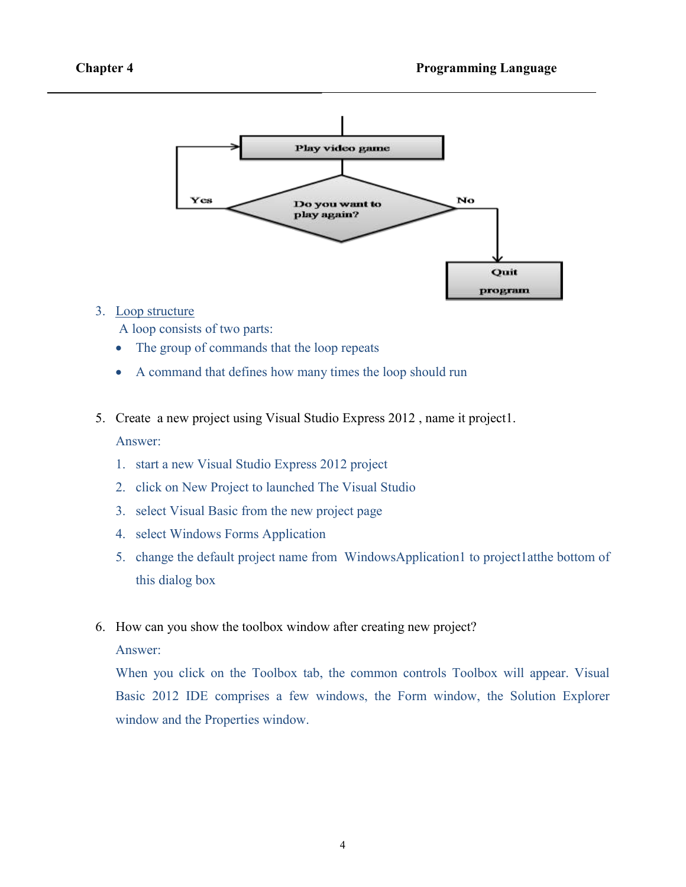3. Loop structure

   A loop consists of two parts:

   - The group of commands that the loop repeats
   - A command that defines how many times the loop should run

5. Create a new project using Visual Studio Express 2012 , name it project1.

   Answer:

   1. start a new Visual Studio Express 2012 project
   2. click on New Project to launched The Visual Studio
   3. select Visual Basic from the new project page
   4. select Windows Forms Application
   5. change the default project name from WindowsApplication1 to project1atthe bottom of this dialog box

6. How can you show the toolbox window after creating new project?

   Answer:

   When you click on the Toolbox tab, the common controls Toolbox will appear. Visual Basic 2012 IDE comprises a few windows, the Form window, the Solution Explorer window and the Properties window.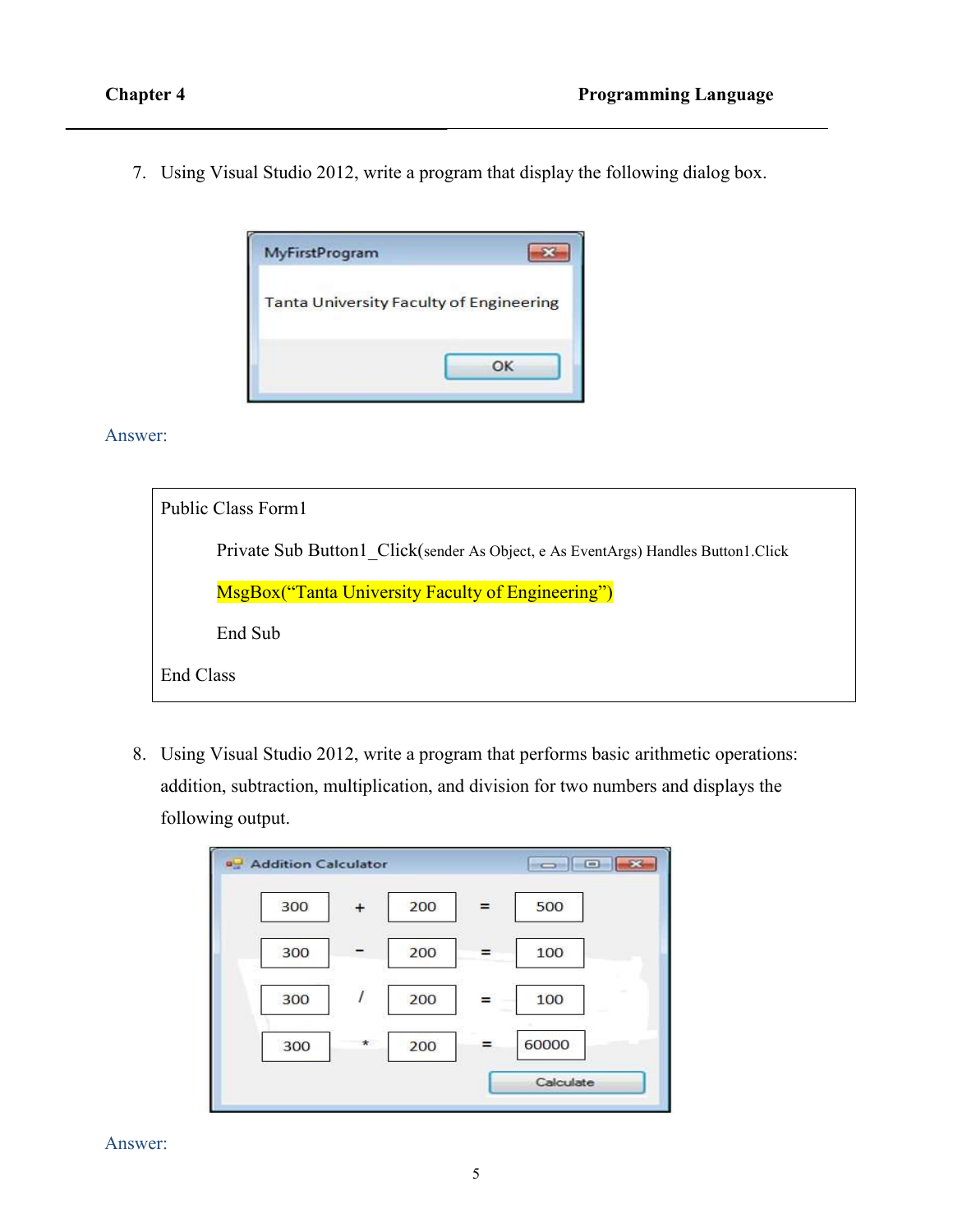7. Using Visual Studio 2012, write a program that display the following dialog box.

MyFirstProgram

Tanta University Faculty of Engineering

OK

Answer:

```
Public Class Form1

    Private Sub Button1_Click(sender As Object, e As EventArgs) Handles Button1.Click

    MsgBox("Tanta University Faculty of Engineering")

    End Sub

End Class
```

8. Using Visual Studio 2012, write a program that performs basic arithmetic operations: addition, subtraction, multiplication, and division for two numbers and displays the following output.

Addition Calculator

| | | | | |
|---|---|---|---|---|
| 300 | + | 200 | = | 500 |
| 300 | - | 200 | = | 100 |
| 300 | / | 200 | = | 100 |
| 300 | * | 200 | = | 60000 |

Calculate

Answer: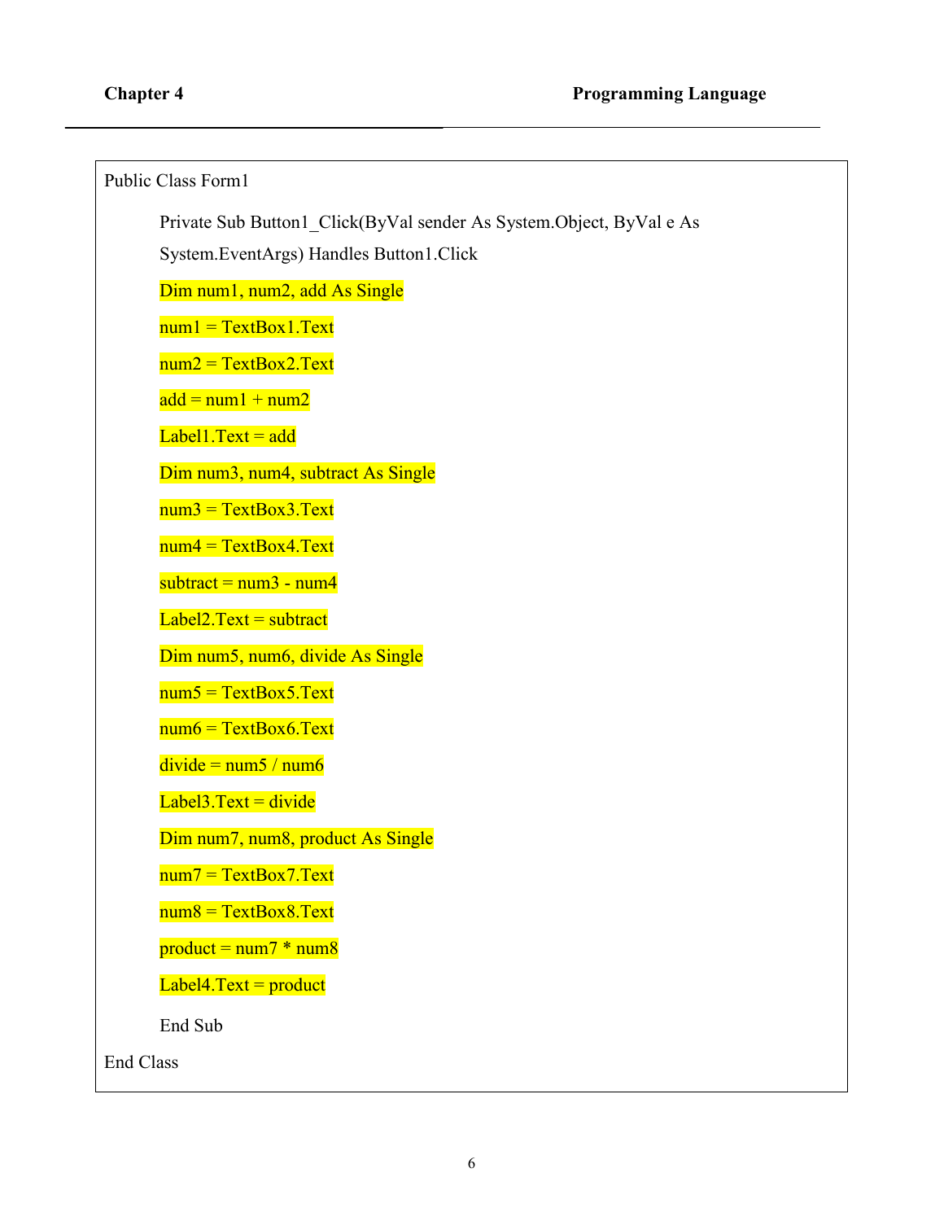```
Public Class Form1

    Private Sub Button1_Click(ByVal sender As System.Object, ByVal e As
    System.EventArgs) Handles Button1.Click

    Dim num1, num2, add As Single
    num1 = TextBox1.Text
    num2 = TextBox2.Text
    add = num1 + num2
    Label1.Text = add
    Dim num3, num4, subtract As Single
    num3 = TextBox3.Text
    num4 = TextBox4.Text
    subtract = num3 - num4
    Label2.Text = subtract
    Dim num5, num6, divide As Single
    num5 = TextBox5.Text
    num6 = TextBox6.Text
    divide = num5 / num6
    Label3.Text = divide
    Dim num7, num8, product As Single
    num7 = TextBox7.Text
    num8 = TextBox8.Text
    product = num7 * num8
    Label4.Text = product

    End Sub

End Class
```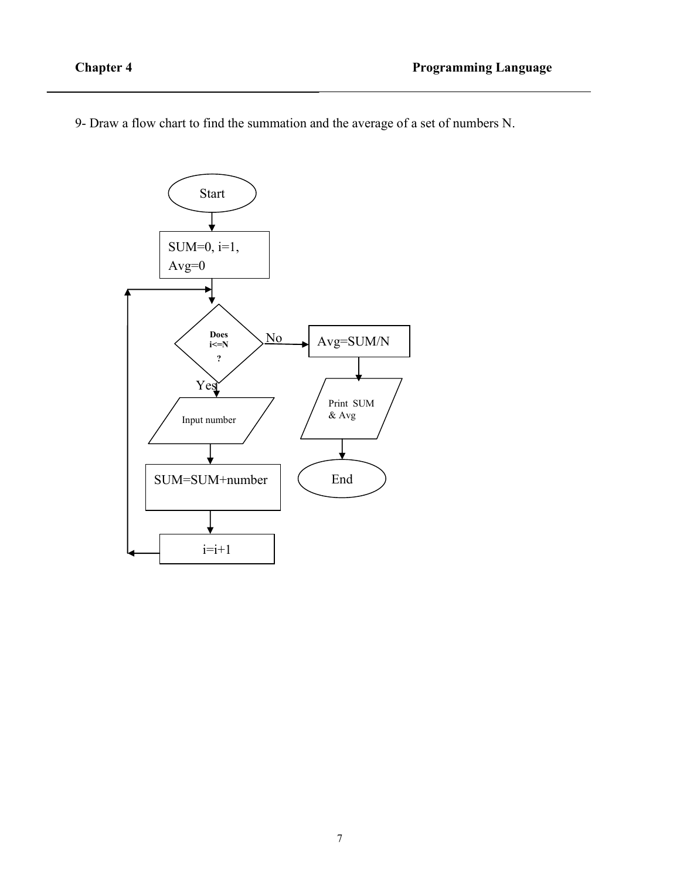9- Draw a flow chart to find the summation and the average of a set of numbers N.

Start

SUM=0, i=1, Avg=0

Does i<=N ?

No

Avg=SUM/N

Print SUM & Avg

End

Yes

Input number

SUM=SUM+number

i=i+1